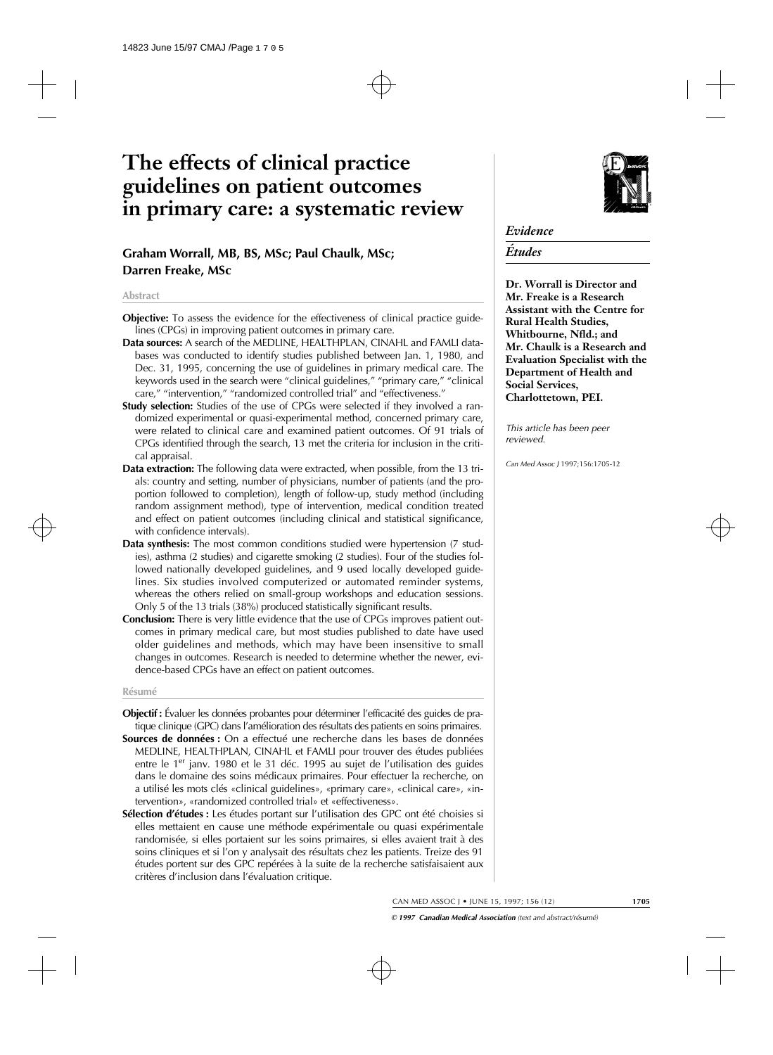# The effects of clinical practice guidelines on patient outcomes in primary care: a systematic review

*Evidence*

*Études*

## Graham Worrall, MB, BS, MSc; Paul Chaulk, MSc; Darren Freake, MSc

**Dr. Worrall is Director and Mr. Freake is a Research Assistant with the Centre for Rural Health Studies, Whitbourne, Nfld.; and Mr. Chaulk is a Research and Evaluation Specialist with the Department of Health and Social Services, Charlottetown, PEI.**

*This article has been peer reviewed.*

*Can Med Assoc J* 1997;156:1705-12

### Abstract

**Objective:** To assess the evidence for the effectiveness of clinical practice guidelines (CPGs) in improving patient outcomes in primary care.

**Data sources:** A search of the MEDLINE, HEALTHPLAN, CINAHL and FAMLI databases was conducted to identify studies published between Jan. 1, 1980, and Dec. 31, 1995, concerning the use of guidelines in primary medical care. The keywords used in the search were "clinical guidelines," "primary care," "clinical care," "intervention," "randomized controlled trial" and "effectiveness."

**Study selection:** Studies of the use of CPGs were selected if they involved a randomized experimental or quasi-experimental method, concerned primary care, were related to clinical care and examined patient outcomes. Of 91 trials of CPGs identified through the search, 13 met the criteria for inclusion in the critical appraisal.

**Data extraction:** The following data were extracted, when possible, from the 13 trials: country and setting, number of physicians, number of patients (and the proportion followed to completion), length of follow-up, study method (including random assignment method), type of intervention, medical condition treated and effect on patient outcomes (including clinical and statistical significance, with confidence intervals).

**Data synthesis:** The most common conditions studied were hypertension (7 studies), asthma (2 studies) and cigarette smoking (2 studies). Four of the studies followed nationally developed guidelines, and 9 used locally developed guidelines. Six studies involved computerized or automated reminder systems, whereas the others relied on small-group workshops and education sessions. Only 5 of the 13 trials (38%) produced statistically significant results.

**Conclusion:** There is very little evidence that the use of CPGs improves patient outcomes in primary medical care, but most studies published to date have used older guidelines and methods, which may have been insensitive to small changes in outcomes. Research is needed to determine whether the newer, evidence-based CPGs have an effect on patient outcomes.

### Résumé

**Objectif :** Évaluer les données probantes pour déterminer l'efficacité des guides de pratique clinique (GPC) dans l'amélioration des résultats des patients en soins primaires.

**Sources de données :** On a effectué une recherche dans les bases de données MEDLINE, HEALTHPLAN, CINAHL et FAMLI pour trouver des études publiées entre le 1er janv. 1980 et le 31 déc. 1995 au sujet de l'utilisation des guides dans le domaine des soins médicaux primaires. Pour effectuer la recherche, on a utilisé les mots clés «clinical guidelines», «primary care», «clinical care», «intervention», «randomized controlled trial» et «effectiveness».

**Sélection d'études :** Les études portant sur l'utilisation des GPC ont été choisies si elles mettaient en cause une méthode expérimentale ou quasi expérimentale randomisée, si elles portaient sur les soins primaires, si elles avaient trait à des soins cliniques et si l'on y analysait des résultats chez les patients. Treize des 91 études portent sur des GPC repérées à la suite de la recherche satisfaisaient aux critères d'inclusion dans l'évaluation critique.

*© 1997 Canadian Medical Association (text and abstract/résumé)*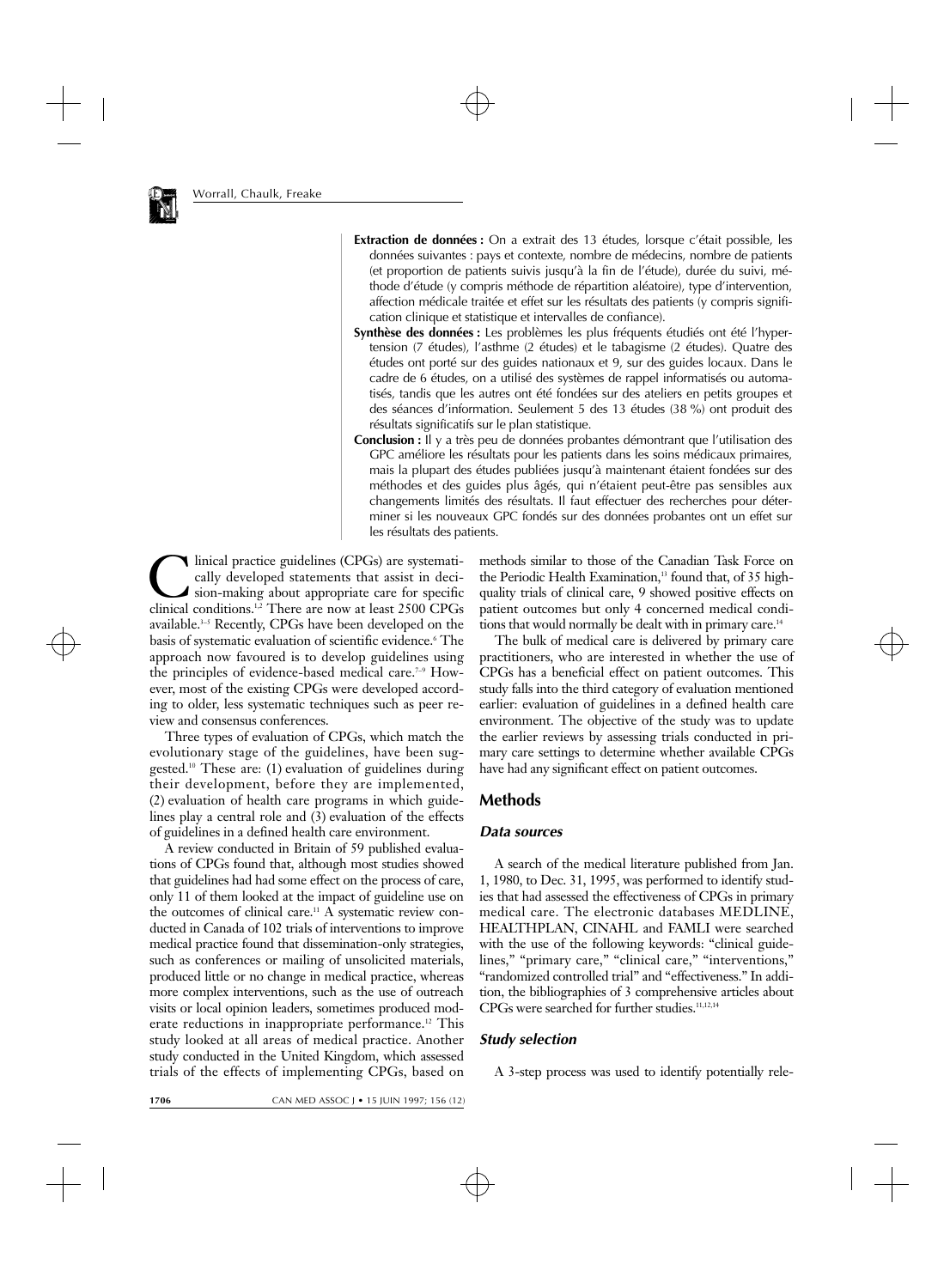**Extraction de données :** On a extrait des 13 études, lorsque c'était possible, les données suivantes : pays et contexte, nombre de médecins, nombre de patients (et proportion de patients suivis jusqu'à la fin de l'étude), durée du suivi, méthode d'étude (y compris méthode de répartition aléatoire), type d'intervention, affection médicale traitée et effet sur les résultats des patients (y compris signification clinique et statistique et intervalles de confiance).

**Synthèse des données :** Les problèmes les plus fréquents étudiés ont été l'hypertension (7 études), l'asthme (2 études) et le tabagisme (2 études). Quatre des études ont porté sur des guides nationaux et 9, sur des guides locaux. Dans le cadre de 6 études, on a utilisé des systèmes de rappel informatisés ou automatisés, tandis que les autres ont été fondées sur des ateliers en petits groupes et des séances d'information. Seulement 5 des 13 études (38 %) ont produit des résultats significatifs sur le plan statistique.

**Conclusion :** Il y a très peu de données probantes démontrant que l'utilisation des GPC améliore les résultats pour les patients dans les soins médicaux primaires, mais la plupart des études publiées jusqu'à maintenant étaient fondées sur des méthodes et des guides plus âgés, qui n'étaient peut-être pas sensibles aux changements limités des résultats. Il faut effectuer des recherches pour déterminer si les nouveaux GPC fondés sur des données probantes ont un effet sur les résultats des patients.

Clinical practice guidelines (CPGs) are systematically developed statements that assist in decision-making about appropriate care for specific clinical conditions.[1,2] There are now at least 2500 CPGs available.[3–5] Recently, CPGs have been developed on the basis of systematic evaluation of scientific evidence.[6] The approach now favoured is to develop guidelines using the principles of evidence-based medical care.[7–9] However, most of the existing CPGs were developed according to older, less systematic techniques such as peer review and consensus conferences.

Three types of evaluation of CPGs, which match the evolutionary stage of the guidelines, have been suggested.[10] These are: (1) evaluation of guidelines during their development, before they are implemented, (2) evaluation of health care programs in which guidelines play a central role and (3) evaluation of the effects of guidelines in a defined health care environment.

A review conducted in Britain of 59 published evaluations of CPGs found that, although most studies showed that guidelines had had some effect on the process of care, only 11 of them looked at the impact of guideline use on the outcomes of clinical care.[11] A systematic review conducted in Canada of 102 trials of interventions to improve medical practice found that dissemination-only strategies, such as conferences or mailing of unsolicited materials, produced little or no change in medical practice, whereas more complex interventions, such as the use of outreach visits or local opinion leaders, sometimes produced moderate reductions in inappropriate performance.[12] This study looked at all areas of medical practice. Another study conducted in the United Kingdom, which assessed trials of the effects of implementing CPGs, based on methods similar to those of the Canadian Task Force on the Periodic Health Examination,[13] found that, of 35 high-quality trials of clinical care, 9 showed positive effects on patient outcomes but only 4 concerned medical conditions that would normally be dealt with in primary care.[14]

The bulk of medical care is delivered by primary care practitioners, who are interested in whether the use of CPGs has a beneficial effect on patient outcomes. This study falls into the third category of evaluation mentioned earlier: evaluation of guidelines in a defined health care environment. The objective of the study was to update the earlier reviews by assessing trials conducted in primary care settings to determine whether available CPGs have had any significant effect on patient outcomes.

## Methods

### *Data sources*

A search of the medical literature published from Jan. 1, 1980, to Dec. 31, 1995, was performed to identify studies that had assessed the effectiveness of CPGs in primary medical care. The electronic databases MEDLINE, HEALTHPLAN, CINAHL and FAMLI were searched with the use of the following keywords: "clinical guidelines," "primary care," "clinical care," "interventions," "randomized controlled trial" and "effectiveness." In addition, the bibliographies of 3 comprehensive articles about CPGs were searched for further studies.[11,12,14]

### *Study selection*

A 3-step process was used to identify potentially rele-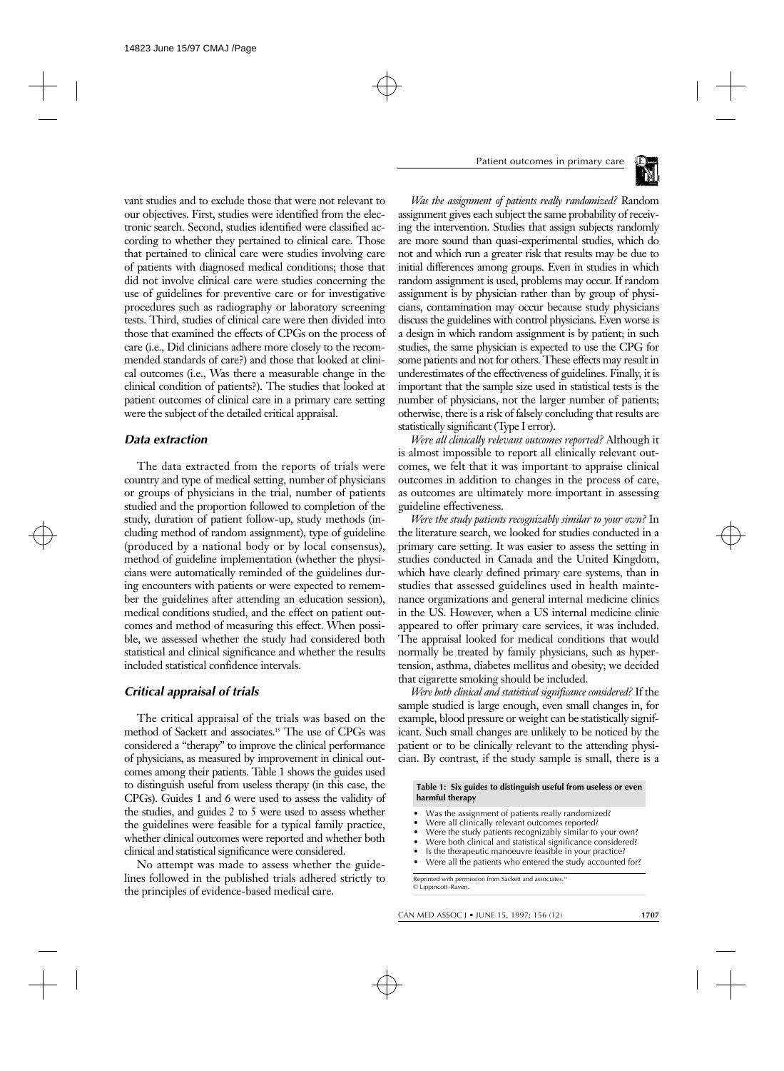vant studies and to exclude those that were not relevant to our objectives. First, studies were identified from the electronic search. Second, studies identified were classified according to whether they pertained to clinical care. Those that pertained to clinical care were studies involving care of patients with diagnosed medical conditions; those that did not involve clinical care were studies concerning the use of guidelines for preventive care or for investigative procedures such as radiography or laboratory screening tests. Third, studies of clinical care were then divided into those that examined the effects of CPGs on the process of care (i.e., Did clinicians adhere more closely to the recommended standards of care?) and those that looked at clinical outcomes (i.e., Was there a measurable change in the clinical condition of patients?). The studies that looked at patient outcomes of clinical care in a primary care setting were the subject of the detailed critical appraisal.

### Data extraction

The data extracted from the reports of trials were country and type of medical setting, number of physicians or groups of physicians in the trial, number of patients studied and the proportion followed to completion of the study, duration of patient follow-up, study methods (including method of random assignment), type of guideline (produced by a national body or by local consensus), method of guideline implementation (whether the physicians were automatically reminded of the guidelines during encounters with patients or were expected to remember the guidelines after attending an education session), medical conditions studied, and the effect on patient outcomes and method of measuring this effect. When possible, we assessed whether the study had considered both statistical and clinical significance and whether the results included statistical confidence intervals.

### Critical appraisal of trials

The critical appraisal of the trials was based on the method of Sackett and associates.[15] The use of CPGs was considered a "therapy" to improve the clinical performance of physicians, as measured by improvement in clinical outcomes among their patients. Table 1 shows the guides used to distinguish useful from useless therapy (in this case, the CPGs). Guides 1 and 6 were used to assess the validity of the studies, and guides 2 to 5 were used to assess whether the guidelines were feasible for a typical family practice, whether clinical outcomes were reported and whether both clinical and statistical significance were considered.

No attempt was made to assess whether the guidelines followed in the published trials adhered strictly to the principles of evidence-based medical care.

*Was the assignment of patients really randomized?* Random assignment gives each subject the same probability of receiving the intervention. Studies that assign subjects randomly are more sound than quasi-experimental studies, which do not and which run a greater risk that results may be due to initial differences among groups. Even in studies in which random assignment is used, problems may occur. If random assignment is by physician rather than by group of physicians, contamination may occur because study physicians discuss the guidelines with control physicians. Even worse is a design in which random assignment is by patient; in such studies, the same physician is expected to use the CPG for some patients and not for others. These effects may result in underestimates of the effectiveness of guidelines. Finally, it is important that the sample size used in statistical tests is the number of physicians, not the larger number of patients; otherwise, there is a risk of falsely concluding that results are statistically significant (Type I error).

*Were all clinically relevant outcomes reported?* Although it is almost impossible to report all clinically relevant outcomes, we felt that it was important to appraise clinical outcomes in addition to changes in the process of care, as outcomes are ultimately more important in assessing guideline effectiveness.

*Were the study patients recognizably similar to your own?* In the literature search, we looked for studies conducted in a primary care setting. It was easier to assess the setting in studies conducted in Canada and the United Kingdom, which have clearly defined primary care systems, than in studies that assessed guidelines used in health maintenance organizations and general internal medicine clinics in the US. However, when a US internal medicine clinic appeared to offer primary care services, it was included. The appraisal looked for medical conditions that would normally be treated by family physicians, such as hypertension, asthma, diabetes mellitus and obesity; we decided that cigarette smoking should be included.

*Were both clinical and statistical significance considered?* If the sample studied is large enough, even small changes in, for example, blood pressure or weight can be statistically significant. Such small changes are unlikely to be noticed by the patient or to be clinically relevant to the attending physician. By contrast, if the study sample is small, there is a

**Table 1: Six guides to distinguish useful from useless or even harmful therapy**

- Was the assignment of patients really randomized?
- Were all clinically relevant outcomes reported?
- Were the study patients recognizably similar to your own?
- Were both clinical and statistical significance considered?
- Is the therapeutic manoeuvre feasible in your practice?
- Were all the patients who entered the study accounted for?

Reprinted with permission from Sackett and associates.[16] © Lippincott–Raven.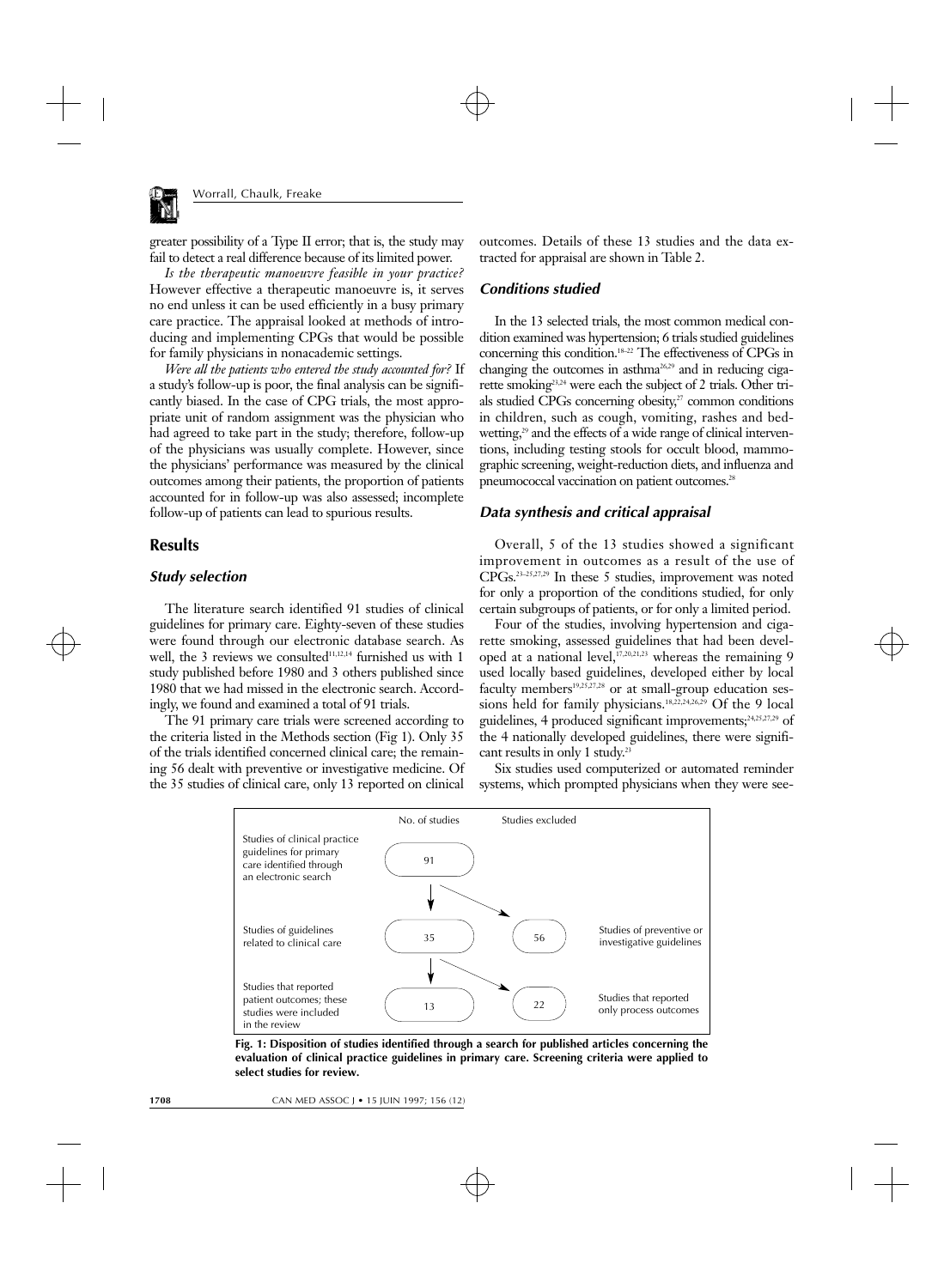greater possibility of a Type II error; that is, the study may fail to detect a real difference because of its limited power.

*Is the therapeutic manoeuvre feasible in your practice?* However effective a therapeutic manoeuvre is, it serves no end unless it can be used efficiently in a busy primary care practice. The appraisal looked at methods of introducing and implementing CPGs that would be possible for family physicians in nonacademic settings.

*Were all the patients who entered the study accounted for?* If a study's follow-up is poor, the final analysis can be significantly biased. In the case of CPG trials, the most appropriate unit of random assignment was the physician who had agreed to take part in the study; therefore, follow-up of the physicians was usually complete. However, since the physicians' performance was measured by the clinical outcomes among their patients, the proportion of patients accounted for in follow-up was also assessed; incomplete follow-up of patients can lead to spurious results.

## Results

### Study selection

The literature search identified 91 studies of clinical guidelines for primary care. Eighty-seven of these studies were found through our electronic database search. As well, the 3 reviews we consulted[11,12,14] furnished us with 1 study published before 1980 and 3 others published since 1980 that we had missed in the electronic search. Accordingly, we found and examined a total of 91 trials.

The 91 primary care trials were screened according to the criteria listed in the Methods section (Fig 1). Only 35 of the trials identified concerned clinical care; the remaining 56 dealt with preventive or investigative medicine. Of the 35 studies of clinical care, only 13 reported on clinical outcomes. Details of these 13 studies and the data extracted for appraisal are shown in Table 2.

### Conditions studied

In the 13 selected trials, the most common medical condition examined was hypertension; 6 trials studied guidelines concerning this condition.[18–22] The effectiveness of CPGs in changing the outcomes in asthma[26,29] and in reducing cigarette smoking[23,24] were each the subject of 2 trials. Other trials studied CPGs concerning obesity,[27] common conditions in children, such as cough, vomiting, rashes and bedwetting,[29] and the effects of a wide range of clinical interventions, including testing stools for occult blood, mammographic screening, weight-reduction diets, and influenza and pneumococcal vaccination on patient outcomes.[28]

### Data synthesis and critical appraisal

Overall, 5 of the 13 studies showed a significant improvement in outcomes as a result of the use of CPGs.[23–25,27,29] In these 5 studies, improvement was noted for only a proportion of the conditions studied, for only certain subgroups of patients, or for only a limited period.

Four of the studies, involving hypertension and cigarette smoking, assessed guidelines that had been developed at a national level,[17,20,21,23] whereas the remaining 9 used locally based guidelines, developed either by local faculty members[19,25,27,28] or at small-group education sessions held for family physicians.[18,22,24,26,29] Of the 9 local guidelines, 4 produced significant improvements;[24,25,27,29] of the 4 nationally developed guidelines, there were significant results in only 1 study.[23]

Six studies used computerized or automated reminder systems, which prompted physicians when they were see-

| | No. of studies | Studies excluded | |
|---|---|---|---|
| Studies of clinical practice guidelines for primary care identified through an electronic search | 91 | | |
| Studies of guidelines related to clinical care | 35 | 56 | Studies of preventive or investigative guidelines |
| Studies that reported patient outcomes; these studies were included in the review | 13 | 22 | Studies that reported only process outcomes |

**Fig. 1: Disposition of studies identified through a search for published articles concerning the evaluation of clinical practice guidelines in primary care. Screening criteria were applied to select studies for review.**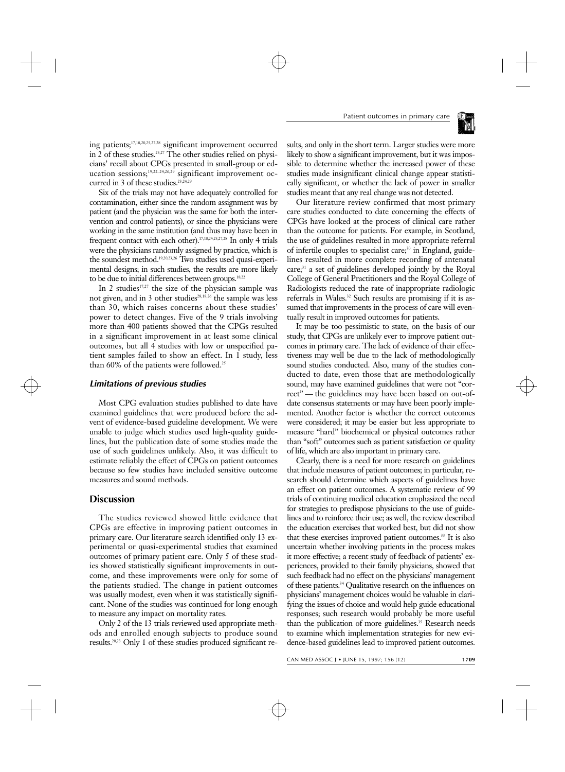ing patients;[17,18,20,25,27,28] significant improvement occurred in 2 of these studies.[25,27] The other studies relied on physicians' recall about CPGs presented in small-group or education sessions;[19,22–24,26,29] significant improvement occurred in 3 of these studies.[23,24,29]

Six of the trials may not have adequately controlled for contamination, either since the random assignment was by patient (and the physician was the same for both the intervention and control patients), or since the physicians were working in the same institution (and thus may have been in frequent contact with each other).[17,18,24,25,27,28] In only 4 trials were the physicians randomly assigned by practice, which is the soundest method.[19,20,23,26] Two studies used quasi-experimental designs; in such studies, the results are more likely to be due to initial differences between groups.[18,22]

In 2 studies[17,27] the size of the physician sample was not given, and in 3 other studies[28,18,26] the sample was less than 30, which raises concerns about these studies' power to detect changes. Five of the 9 trials involving more than 400 patients showed that the CPGs resulted in a significant improvement in at least some clinical outcomes, but all 4 studies with low or unspecified patient samples failed to show an effect. In 1 study, less than 60% of the patients were followed.[25]

### *Limitations of previous studies*

Most CPG evaluation studies published to date have examined guidelines that were produced before the advent of evidence-based guideline development. We were unable to judge which studies used high-quality guidelines, but the publication date of some studies made the use of such guidelines unlikely. Also, it was difficult to estimate reliably the effect of CPGs on patient outcomes because so few studies have included sensitive outcome measures and sound methods.

## Discussion

The studies reviewed showed little evidence that CPGs are effective in improving patient outcomes in primary care. Our literature search identified only 13 experimental or quasi-experimental studies that examined outcomes of primary patient care. Only 5 of these studies showed statistically significant improvements in outcome, and these improvements were only for some of the patients studied. The change in patient outcomes was usually modest, even when it was statistically significant. None of the studies was continued for long enough to measure any impact on mortality rates.

Only 2 of the 13 trials reviewed used appropriate methods and enrolled enough subjects to produce sound results.[20,23] Only 1 of these studies produced significant results, and only in the short term. Larger studies were more likely to show a significant improvement, but it was impossible to determine whether the increased power of these studies made insignificant clinical change appear statistically significant, or whether the lack of power in smaller studies meant that any real change was not detected.

Our literature review confirmed that most primary care studies conducted to date concerning the effects of CPGs have looked at the process of clinical care rather than the outcome for patients. For example, in Scotland, the use of guidelines resulted in more appropriate referral of infertile couples to specialist care;[30] in England, guidelines resulted in more complete recording of antenatal care;[31] a set of guidelines developed jointly by the Royal College of General Practitioners and the Royal College of Radiologists reduced the rate of inappropriate radiologic referrals in Wales.[32] Such results are promising if it is assumed that improvements in the process of care will eventually result in improved outcomes for patients.

It may be too pessimistic to state, on the basis of our study, that CPGs are unlikely ever to improve patient outcomes in primary care. The lack of evidence of their effectiveness may well be due to the lack of methodologically sound studies conducted. Also, many of the studies conducted to date, even those that are methodologically sound, may have examined guidelines that were not "correct" — the guidelines may have been based on out-of-date consensus statements or may have been poorly implemented. Another factor is whether the correct outcomes were considered; it may be easier but less appropriate to measure "hard" biochemical or physical outcomes rather than "soft" outcomes such as patient satisfaction or quality of life, which are also important in primary care.

Clearly, there is a need for more research on guidelines that include measures of patient outcomes; in particular, research should determine which aspects of guidelines have an effect on patient outcomes. A systematic review of 99 trials of continuing medical education emphasized the need for strategies to predispose physicians to the use of guidelines and to reinforce their use; as well, the review described the education exercises that worked best, but did not show that these exercises improved patient outcomes.[33] It is also uncertain whether involving patients in the process makes it more effective; a recent study of feedback of patients' experiences, provided to their family physicians, showed that such feedback had no effect on the physicians' management of these patients.[34] Qualitative research on the influences on physicians' management choices would be valuable in clarifying the issues of choice and would help guide educational responses; such research would probably be more useful than the publication of more guidelines.[35] Research needs to examine which implementation strategies for new evidence-based guidelines lead to improved patient outcomes.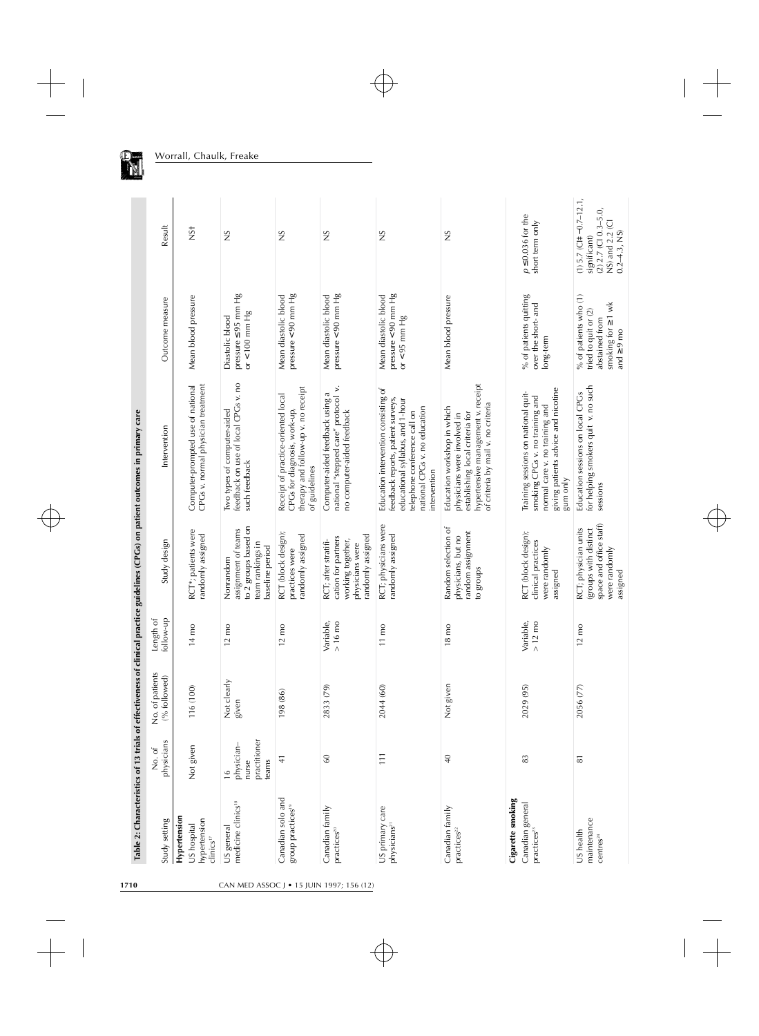**Table 2: Characteristics of 13 trials of effectiveness of clinical practice guidelines (CPGs) on patient outcomes in primary care**

| Study setting | No. of physicians | No. of patients (% followed) | Length of follow-up | Study design | Intervention | Outcome measure | Result |
|---|---|---|---|---|---|---|---|
| **Hypertension** | | | | | | | |
| US hospital hypertension clinics[17] | Not given | 116 (100) | 14 mo | RCT*; patients were randomly assigned | Computer-prompted use of national CPGs v. normal physician treatment | Mean blood pressure | NS† |
| US general medicine clinics[18] | 16 physician–nurse practitioner teams | Not clearly given | 12 mo | Nonrandom assignment of teams to 2 groups based on team rankings in baseline period | Two types of computer-aided feedback on use of local CPGs v. no such feedback | Diastolic blood pressure ≤95 mm Hg or <100 mm Hg | NS |
| Canadian solo and group practices[19] | 41 | 198 (86) | 12 mo | RCT (block design); practices were randomly assigned | Receipt of practice-oriented local CPGs for diagnosis, work-up, therapy and follow-up v. no receipt of guidelines | Mean diastolic blood pressure <90 mm Hg | NS |
| Canadian family practices[20] | 60 | 2833 (79) | Variable, > 16 mo | RCT; after stratification for partners working together, physicians were randomly assigned | Computer-aided feedback using a national "stepped care" protocol v. no computer-aided feedback | Mean diastolic blood pressure <90 mm Hg | NS |
| US primary care physicians[21] | 111 | 2044 (60) | 11 mo | RCT; physicians were randomly assigned | Education intervention consisting of feedback reports, patient surveys, educational syllabus, and 1-hour telephone conference call on national CPGs v. no education intervention | Mean diastolic blood pressure <90 mm Hg or <95 mm Hg | NS |
| Canadian family practices[22] | 40 | Not given | 18 mo | Random selection of physicians, but no random assignment to groups | Education workshop in which physicians were involved in establishing local criteria for hypertensive management v. receipt of criteria by mail v. no criteria | Mean blood pressure | NS |
| **Cigarette smoking** | | | | | | | |
| Canadian general practices[23] | 83 | 2029 (95) | Variable, > 12 mo | RCT (block design); clinical practices were randomly assigned | Training sessions on national quit-smoking CPGs v. no training and normal care v. no training and giving patients advice and nicotine gum only | % of patients quitting over the short- and long-term | $p$ ≤0.036 for the short term only |
| US health maintenance centres[24] | 81 | 2056 (77) | 12 mo | RCT; physician units (groups with distinct space and office staff) were randomly assigned | Education sessions on local CPGs for helping smokers quit v. no such sessions | % of patients who (1) tried to quit or (2) abstained from smoking for ≥1 wk and ≥9 mo | (1) 5.7 (CI‡ −0.7–12.1, significant) (2) 2.7 (CI 0.3–5.0, NS) and 2.2 (CI 0.2–4.3, NS) |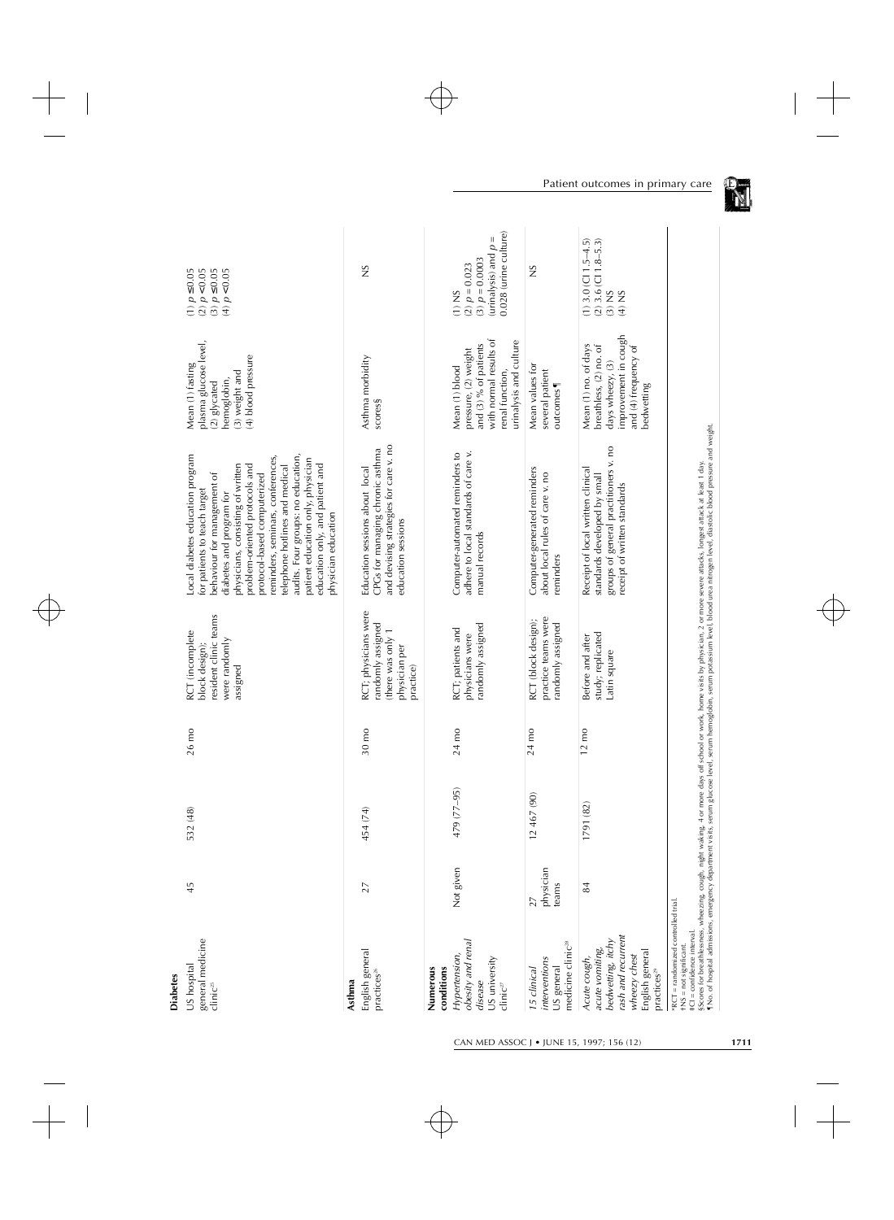| | | | | | | | |
|---|---|---|---|---|---|---|---|
| **Diabetes** | | | | | | | |
| US hospital general medicine clinic[25] | 45 | 532 (48) | 26 mo | RCT (incomplete block design); resident clinic teams were randomly assigned | Local diabetes education program for patients to teach target behaviour for management of diabetes and program for physicians, consisting of written problem-oriented protocols and protocol-based computerized reminders, seminars, conferences, telephone hotlines and medical audits. Four groups: no education, patient education only, physician education only, and patient and physician education | Mean (1) fasting plasma glucose level, (2) glycated hemoglobin, (3) weight and (4) blood pressure | (1) $p \le 0.05$ (2) $p < 0.05$ (3) $p \le 0.05$ (4) $p < 0.05$ |
| **Asthma** | | | | | | | |
| English general practices[26] | 27 | 454 (74) | 30 mo | RCT; physicians were randomly assigned (there was only 1 physician per practice) | Education sessions about local CPGs for managing chronic asthma and devising strategies for care v. no education sessions | Asthma morbidity scores§ | NS |
| **Numerous conditions** | | | | | | | |
| *Hypertension, obesity and renal disease* US university clinic[27] | Not given | 479 (77–95) | 24 mo | RCT; patients and physicians were randomly assigned | Computer-automated reminders to adhere to local standards of care v. manual records | Mean (1) blood pressure, (2) weight and (3) % of patients with normal results of renal function, urinalysis and culture | (1) NS (2) $p = 0.023$ (3) $p = 0.0003$ (urinalysis) and $p = 0.028$ (urine culture) |
| *15 clinical interventions* US general medicine clinic[28] | 27 physician teams | 12 467 (90) | 24 mo | RCT (block design); practice teams were randomly assigned | Computer-generated reminders about local rules of care v. no reminders | Mean values for several patient outcomes¶ | NS |
| *Acute cough, acute vomiting, bedwetting, itchy rash and recurrent wheezy chest* English general practices[29] | 84 | 1791 (82) | 12 mo | Before and after study; replicated Latin square | Receipt of local written clinical standards developed by small groups of general practitioners v. no receipt of written standards | Mean (1) no. of days breathless, (2) no. of days wheezy, (3) improvement in cough and (4) frequency of bedwetting | (1) 3.0 (CI 1.5–4.5) (2) 3.6 (CI 1.8–5.3) (3) NS (4) NS |

*RCT = randomized controlled trial.
†NS = not significant.
‡CI = confidence interval.
§Scores for breathlessness, wheezing, cough, night waking, 4 or more days off school or work, home visits by physician, 2 or more severe attacks, longest attack at least 1 day.
¶No. of hospital admissions, emergency department visits, serum glucose level, serum hemoglobin, serum potassium level, blood urea nitrogen level, diastolic blood pressure and weight.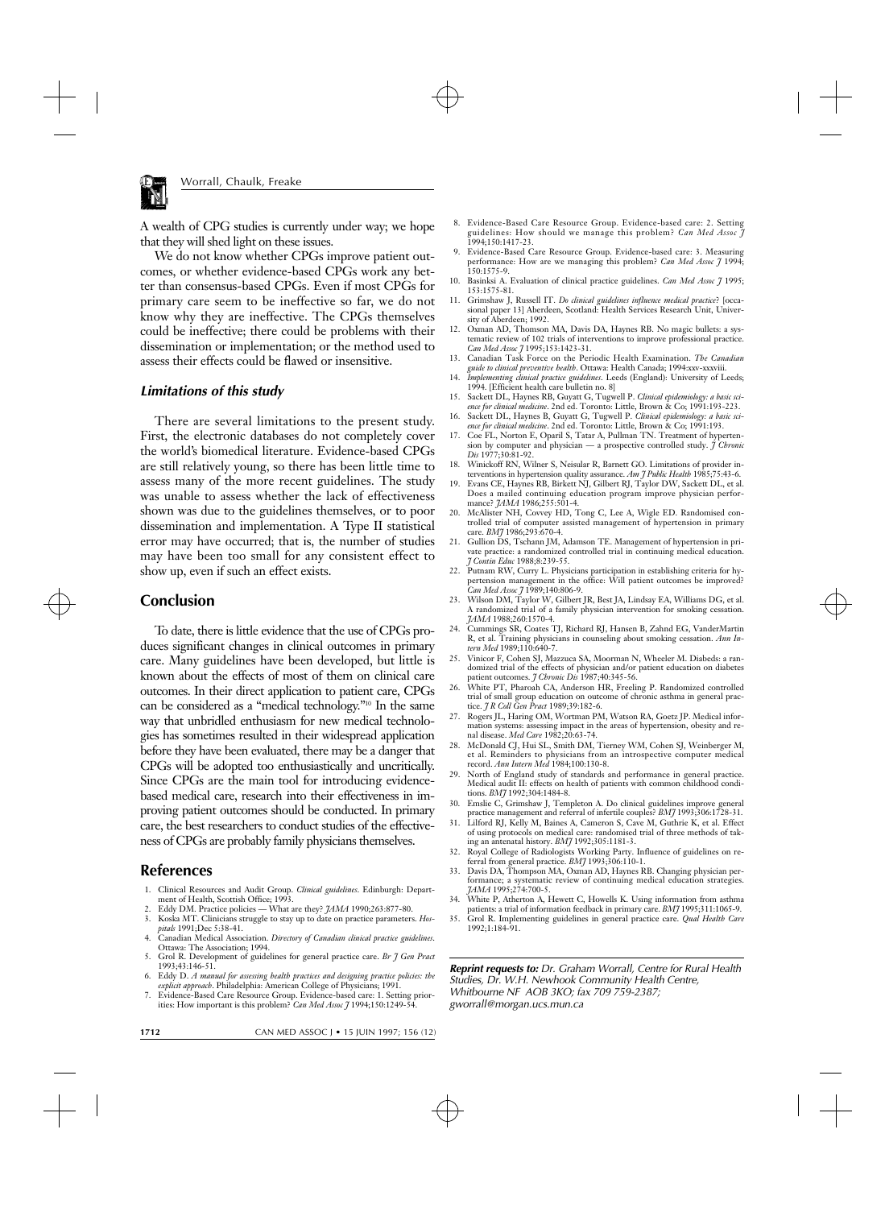A wealth of CPG studies is currently under way; we hope that they will shed light on these issues.

We do not know whether CPGs improve patient outcomes, or whether evidence-based CPGs work any better than consensus-based CPGs. Even if most CPGs for primary care seem to be ineffective so far, we do not know why they are ineffective. The CPGs themselves could be ineffective; there could be problems with their dissemination or implementation; or the method used to assess their effects could be flawed or insensitive.

### *Limitations of this study*

There are several limitations to the present study. First, the electronic databases do not completely cover the world's biomedical literature. Evidence-based CPGs are still relatively young, so there has been little time to assess many of the more recent guidelines. The study was unable to assess whether the lack of effectiveness shown was due to the guidelines themselves, or to poor dissemination and implementation. A Type II statistical error may have occurred; that is, the number of studies may have been too small for any consistent effect to show up, even if such an effect exists.

## Conclusion

To date, there is little evidence that the use of CPGs produces significant changes in clinical outcomes in primary care. Many guidelines have been developed, but little is known about the effects of most of them on clinical care outcomes. In their direct application to patient care, CPGs can be considered as a "medical technology."[10] In the same way that unbridled enthusiasm for new medical technologies has sometimes resulted in their widespread application before they have been evaluated, there may be a danger that CPGs will be adopted too enthusiastically and uncritically. Since CPGs are the main tool for introducing evidence-based medical care, research into their effectiveness in improving patient outcomes should be conducted. In primary care, the best researchers to conduct studies of the effectiveness of CPGs are probably family physicians themselves.

## References

1. Clinical Resources and Audit Group. *Clinical guidelines*. Edinburgh: Department of Health, Scottish Office; 1993.
2. Eddy DM. Practice policies — What are they? *JAMA* 1990;263:877-80.
3. Koska MT. Clinicians struggle to stay up to date on practice parameters. *Hospitals* 1991;Dec 5:38-41.
4. Canadian Medical Association. *Directory of Canadian clinical practice guidelines*. Ottawa: The Association; 1994.
5. Grol R. Development of guidelines for general practice care. *Br J Gen Pract* 1993;43:146-51.
6. Eddy D. *A manual for assessing health practices and designing practice policies: the explicit approach*. Philadelphia: American College of Physicians; 1991.
7. Evidence-Based Care Resource Group. Evidence-based care: 1. Setting priorities: How important is this problem? *Can Med Assoc J* 1994;150:1249-54.
8. Evidence-Based Care Resource Group. Evidence-based care: 2. Setting guidelines: How should we manage this problem? *Can Med Assoc J* 1994;150:1417-23.
9. Evidence-Based Care Resource Group. Evidence-based care: 3. Measuring performance: How are we managing this problem? *Can Med Assoc J* 1994; 150:1575-9.
10. Basinksi A. Evaluation of clinical practice guidelines. *Can Med Assoc J* 1995; 153:1575-81.
11. Grimshaw J, Russell IT. *Do clinical guidelines influence medical practice*? [occasional paper 13] Aberdeen, Scotland: Health Services Research Unit, University of Aberdeen; 1992.
12. Oxman AD, Thomson MA, Davis DA, Haynes RB. No magic bullets: a systematic review of 102 trials of interventions to improve professional practice. *Can Med Assoc J* 1995;153:1423-31.
13. Canadian Task Force on the Periodic Health Examination. *The Canadian guide to clinical preventive health*. Ottawa: Health Canada; 1994:xxv-xxxviii.
14. *Implementing clinical practice guidelines*. Leeds (England): University of Leeds; 1994. [Efficient health care bulletin no. 8]
15. Sackett DL, Haynes RB, Guyatt G, Tugwell P. *Clinical epidemiology: a basic science for clinical medicine*. 2nd ed. Toronto: Little, Brown & Co; 1991:193-223.
16. Sackett DL, Haynes B, Guyatt G, Tugwell P. *Clinical epidemiology: a basic science for clinical medicine*. 2nd ed. Toronto: Little, Brown & Co; 1991:193.
17. Coe FL, Norton E, Oparil S, Tatar A, Pullman TN. Treatment of hypertension by computer and physician — a prospective controlled study. *J Chronic Dis* 1977;30:81-92.
18. Winickoff RN, Wilner S, Neisular R, Barnett GO. Limitations of provider interventions in hypertension quality assurance. *Am J Public Health* 1985;75:43-6.
19. Evans CE, Haynes RB, Birkett NJ, Gilbert RJ, Taylor DW, Sackett DL, et al. Does a mailed continuing education program improve physician performance? *JAMA* 1986;255:501-4.
20. McAlister NH, Covvey HD, Tong C, Lee A, Wigle ED. Randomised controlled trial of computer assisted management of hypertension in primary care. *BMJ* 1986;293:670-4.
21. Gullion DS, Tschann JM, Adamson TE. Management of hypertension in private practice: a randomized controlled trial in continuing medical education. *J Contin Educ* 1988;8:239-55.
22. Putnam RW, Curry L. Physicians participation in establishing criteria for hypertension management in the office: Will patient outcomes be improved? *Can Med Assoc J* 1989;140:806-9.
23. Wilson DM, Taylor W, Gilbert JR, Best JA, Lindsay EA, Williams DG, et al. A randomized trial of a family physician intervention for smoking cessation. *JAMA* 1988;260:1570-4.
24. Cummings SR, Coates TJ, Richard RJ, Hansen B, Zahnd EG, VanderMartin R, et al. Training physicians in counseling about smoking cessation. *Ann Intern Med* 1989;110:640-7.
25. Vinicor F, Cohen SJ, Mazzuca SA, Moorman N, Wheeler M. Diabeds: a randomized trial of the effects of physician and/or patient education on diabetes patient outcomes. *J Chronic Dis* 1987;40:345-56.
26. White PT, Pharoah CA, Anderson HR, Freeling P. Randomized controlled trial of small group education on outcome of chronic asthma in general practice. *J R Coll Gen Pract* 1989;39:182-6.
27. Rogers JL, Haring OM, Wortman PM, Watson RA, Goetz JP. Medical information systems: assessing impact in the areas of hypertension, obesity and renal disease. *Med Care* 1982;20:63-74.
28. McDonald CJ, Hui SL, Smith DM, Tierney WM, Cohen SJ, Weinberger M, et al. Reminders to physicians from an introspective computer medical record. *Ann Intern Med* 1984;100:130-8.
29. North of England study of standards and performance in general practice. Medical audit II: effects on health of patients with common childhood conditions. *BMJ* 1992;304:1484-8.
30. Emslie C, Grimshaw J, Templeton A. Do clinical guidelines improve general practice management and referral of infertile couples? *BMJ* 1993;306:1728-31.
31. Lilford RJ, Kelly M, Baines A, Cameron S, Cave M, Guthrie K, et al. Effect of using protocols on medical care: randomised trial of three methods of taking an antenatal history. *BMJ* 1992;305:1181-3.
32. Royal College of Radiologists Working Party. Influence of guidelines on referral from general practice. *BMJ* 1993;306:110-1.
33. Davis DA, Thompson MA, Oxman AD, Haynes RB. Changing physician performance; a systematic review of continuing medical education strategies. *JAMA* 1995;274:700-5.
34. White P, Atherton A, Hewett C, Howells K. Using information from asthma patients: a trial of information feedback in primary care. *BMJ* 1995;311:1065-9.
35. Grol R. Implementing guidelines in general practice care. *Qual Health Care* 1992;1:184-91.

***Reprint requests to:*** *Dr. Graham Worrall, Centre for Rural Health Studies, Dr. W.H. Newhook Community Health Centre, Whitbourne NF A0B 3K0; fax 709 759-2387; gworrall@morgan.ucs.mun.ca*